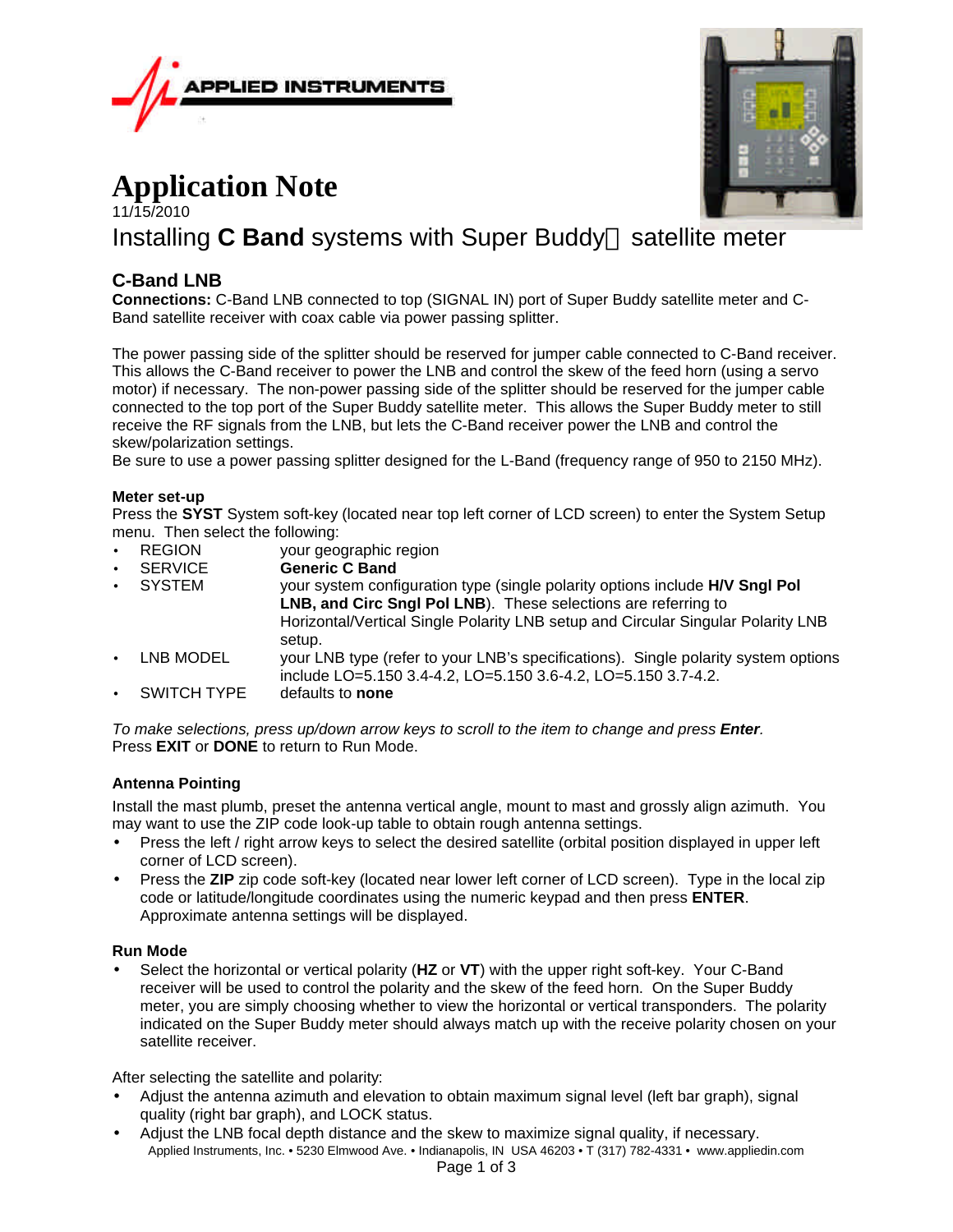APPLIED INSTRUMENTS

# Application Note

11/15/2010

Installing **C Band** systems with Super Buddy satellite meter

## C-Band LNB

**Connections:** C-Band LNB connected to top (SIGNAL IN) port of Super Buddy satellite meter and C-Band satellite receiver with coax cable via power passing splitter.

The power passing side of the splitter should be reserved for jumper cable connected to C-Band receiver. This allows the C-Band receiver to power the LNB and control the skew of the feed horn (using a servo motor) if necessary. The non-power passing side of the splitter should be reserved for the jumper cable connected to the top port of the Super Buddy satellite meter. This allows the Super Buddy meter to still receive the RF signals from the LNB, but lets the C-Band receiver power the LNB and control the skew/polarization settings.
Be sure to use a power passing splitter designed for the L-Band (frequency range of 950 to 2150 MHz).

### Meter set-up

Press the **SYST** System soft-key (located near top left corner of LCD screen) to enter the System Setup menu. Then select the following:

- REGION — your geographic region
- SERVICE — **Generic C Band**
- SYSTEM — your system configuration type (single polarity options include **H/V Sngl Pol LNB, and Circ Sngl Pol LNB**). These selections are referring to Horizontal/Vertical Single Polarity LNB setup and Circular Singular Polarity LNB setup.
- LNB MODEL — your LNB type (refer to your LNB's specifications). Single polarity system options include LO=5.150 3.4-4.2, LO=5.150 3.6-4.2, LO=5.150 3.7-4.2.
- SWITCH TYPE — defaults to **none**

*To make selections, press up/down arrow keys to scroll to the item to change and press* ***Enter****.*
Press **EXIT** or **DONE** to return to Run Mode.

### Antenna Pointing

Install the mast plumb, preset the antenna vertical angle, mount to mast and grossly align azimuth. You may want to use the ZIP code look-up table to obtain rough antenna settings.

- Press the left / right arrow keys to select the desired satellite (orbital position displayed in upper left corner of LCD screen).
- Press the **ZIP** zip code soft-key (located near lower left corner of LCD screen). Type in the local zip code or latitude/longitude coordinates using the numeric keypad and then press **ENTER**. Approximate antenna settings will be displayed.

### Run Mode

- Select the horizontal or vertical polarity (**HZ** or **VT**) with the upper right soft-key. Your C-Band receiver will be used to control the polarity and the skew of the feed horn. On the Super Buddy meter, you are simply choosing whether to view the horizontal or vertical transponders. The polarity indicated on the Super Buddy meter should always match up with the receive polarity chosen on your satellite receiver.

After selecting the satellite and polarity:

- Adjust the antenna azimuth and elevation to obtain maximum signal level (left bar graph), signal quality (right bar graph), and LOCK status.
- Adjust the LNB focal depth distance and the skew to maximize signal quality, if necessary.

Applied Instruments, Inc. • 5230 Elmwood Ave. • Indianapolis, IN USA 46203 • T (317) 782-4331 • www.appliedin.com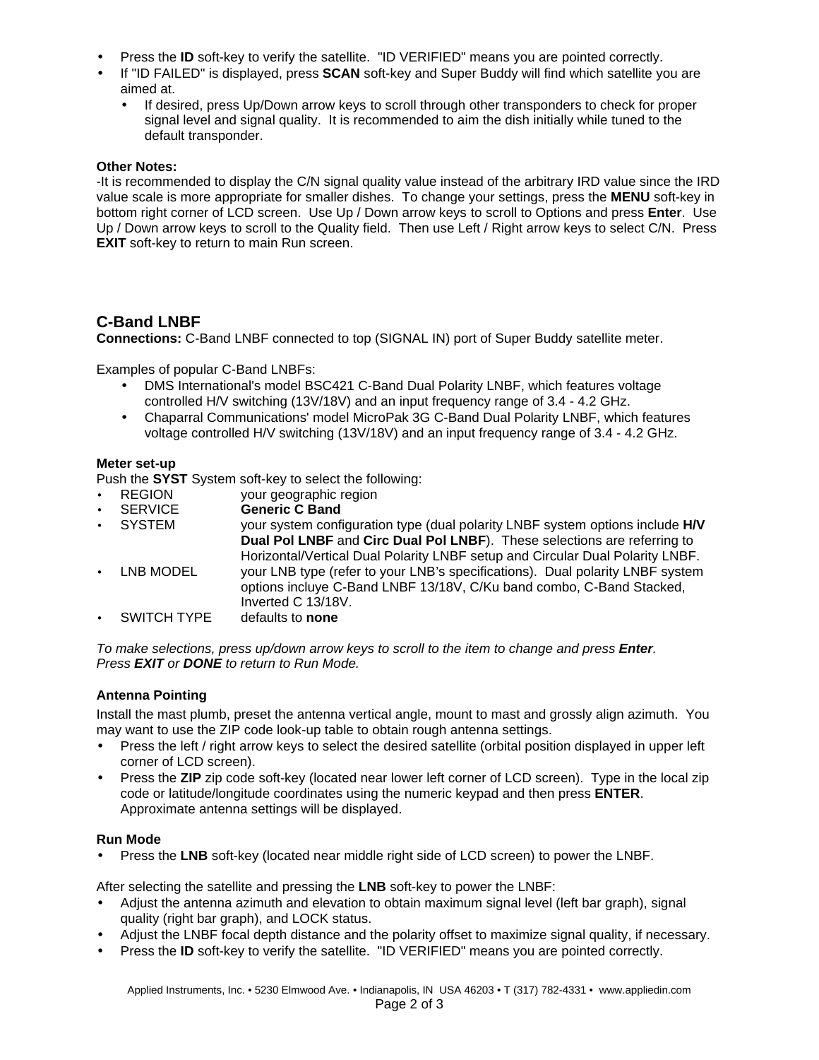- Press the **ID** soft-key to verify the satellite. "ID VERIFIED" means you are pointed correctly.
- If "ID FAILED" is displayed, press **SCAN** soft-key and Super Buddy will find which satellite you are aimed at.
  - If desired, press Up/Down arrow keys to scroll through other transponders to check for proper signal level and signal quality. It is recommended to aim the dish initially while tuned to the default transponder.

**Other Notes:**
-It is recommended to display the C/N signal quality value instead of the arbitrary IRD value since the IRD value scale is more appropriate for smaller dishes. To change your settings, press the **MENU** soft-key in bottom right corner of LCD screen. Use Up / Down arrow keys to scroll to Options and press **Enter**. Use Up / Down arrow keys to scroll to the Quality field. Then use Left / Right arrow keys to select C/N. Press **EXIT** soft-key to return to main Run screen.

## C-Band LNBF

**Connections:** C-Band LNBF connected to top (SIGNAL IN) port of Super Buddy satellite meter.

Examples of popular C-Band LNBFs:

- DMS International's model BSC421 C-Band Dual Polarity LNBF, which features voltage controlled H/V switching (13V/18V) and an input frequency range of 3.4 - 4.2 GHz.
- Chaparral Communications' model MicroPak 3G C-Band Dual Polarity LNBF, which features voltage controlled H/V switching (13V/18V) and an input frequency range of 3.4 - 4.2 GHz.

**Meter set-up**
Push the **SYST** System soft-key to select the following:

- REGION — your geographic region
- SERVICE — **Generic C Band**
- SYSTEM — your system configuration type (dual polarity LNBF system options include **H/V Dual Pol LNBF** and **Circ Dual Pol LNBF**). These selections are referring to Horizontal/Vertical Dual Polarity LNBF setup and Circular Dual Polarity LNBF.
- LNB MODEL — your LNB type (refer to your LNB's specifications). Dual polarity LNBF system options incluye C-Band LNBF 13/18V, C/Ku band combo, C-Band Stacked, Inverted C 13/18V.
- SWITCH TYPE — defaults to **none**

*To make selections, press up/down arrow keys to scroll to the item to change and press **Enter**.*
*Press **EXIT** or **DONE** to return to Run Mode.*

**Antenna Pointing**
Install the mast plumb, preset the antenna vertical angle, mount to mast and grossly align azimuth. You may want to use the ZIP code look-up table to obtain rough antenna settings.

- Press the left / right arrow keys to select the desired satellite (orbital position displayed in upper left corner of LCD screen).
- Press the **ZIP** zip code soft-key (located near lower left corner of LCD screen). Type in the local zip code or latitude/longitude coordinates using the numeric keypad and then press **ENTER**. Approximate antenna settings will be displayed.

**Run Mode**

- Press the **LNB** soft-key (located near middle right side of LCD screen) to power the LNBF.

After selecting the satellite and pressing the **LNB** soft-key to power the LNBF:

- Adjust the antenna azimuth and elevation to obtain maximum signal level (left bar graph), signal quality (right bar graph), and LOCK status.
- Adjust the LNBF focal depth distance and the polarity offset to maximize signal quality, if necessary.
- Press the **ID** soft-key to verify the satellite. "ID VERIFIED" means you are pointed correctly.

Applied Instruments, Inc. • 5230 Elmwood Ave. • Indianapolis, IN USA 46203 • T (317) 782-4331 • www.appliedin.com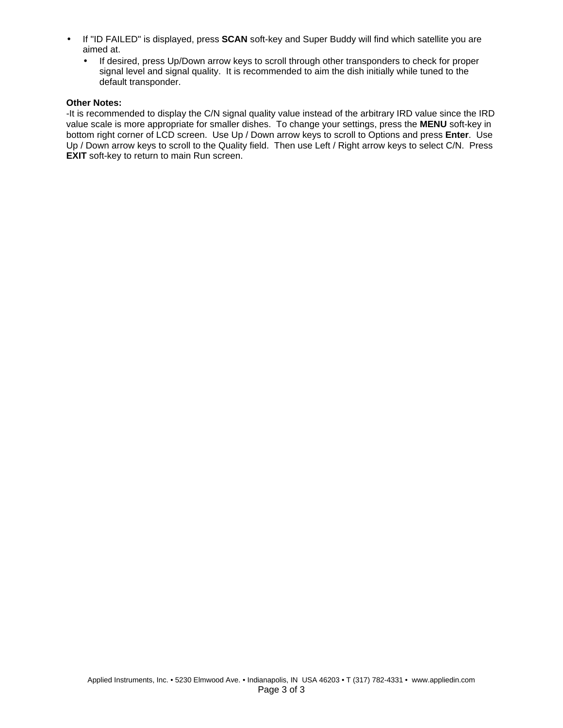- If "ID FAILED" is displayed, press **SCAN** soft-key and Super Buddy will find which satellite you are aimed at.
  - If desired, press Up/Down arrow keys to scroll through other transponders to check for proper signal level and signal quality. It is recommended to aim the dish initially while tuned to the default transponder.

**Other Notes:**
-It is recommended to display the C/N signal quality value instead of the arbitrary IRD value since the IRD value scale is more appropriate for smaller dishes. To change your settings, press the **MENU** soft-key in bottom right corner of LCD screen. Use Up / Down arrow keys to scroll to Options and press **Enter**. Use Up / Down arrow keys to scroll to the Quality field. Then use Left / Right arrow keys to select C/N. Press **EXIT** soft-key to return to main Run screen.

Applied Instruments, Inc. • 5230 Elmwood Ave. • Indianapolis, IN USA 46203 • T (317) 782-4331 • www.appliedin.com